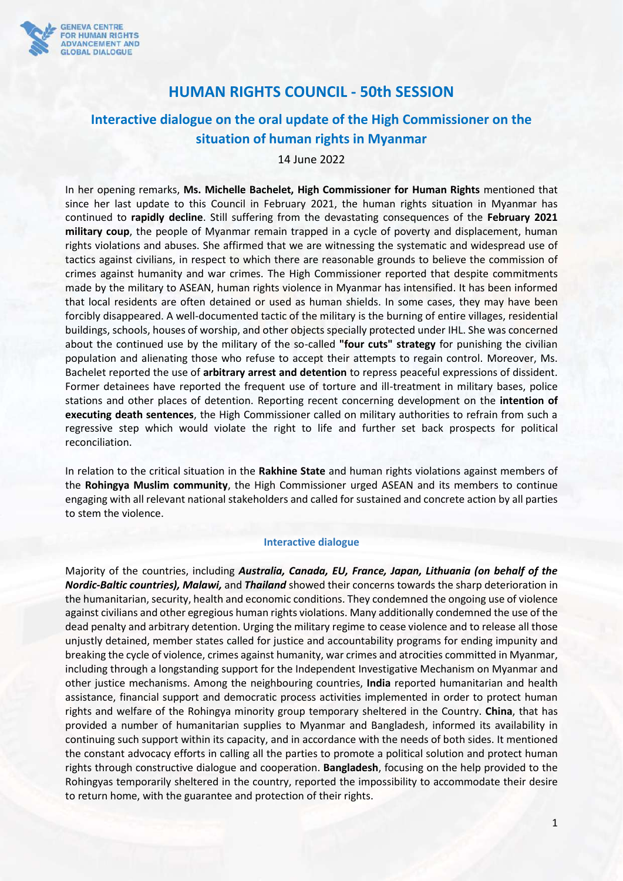# HUMAN RIGHTS COUNCIL - 50th SESSION

## Interactive dialogue on the oral update of the High Commissioner on the situation of human rights in Myanmar

14 June 2022

In her opening remarks, **Ms. Michelle Bachelet, High Commissioner for Human Rights** mentioned that since her last update to this Council in February 2021, the human rights situation in Myanmar has continued to **rapidly decline**. Still suffering from the devastating consequences of the **February 2021 military coup**, the people of Myanmar remain trapped in a cycle of poverty and displacement, human rights violations and abuses. She affirmed that we are witnessing the systematic and widespread use of tactics against civilians, in respect to which there are reasonable grounds to believe the commission of crimes against humanity and war crimes. The High Commissioner reported that despite commitments made by the military to ASEAN, human rights violence in Myanmar has intensified. It has been informed that local residents are often detained or used as human shields. In some cases, they may have been forcibly disappeared. A well-documented tactic of the military is the burning of entire villages, residential buildings, schools, houses of worship, and other objects specially protected under IHL. She was concerned about the continued use by the military of the so-called **"four cuts" strategy** for punishing the civilian population and alienating those who refuse to accept their attempts to regain control. Moreover, Ms. Bachelet reported the use of **arbitrary arrest and detention** to repress peaceful expressions of dissident. Former detainees have reported the frequent use of torture and ill-treatment in military bases, police stations and other places of detention. Reporting recent concerning development on the **intention of executing death sentences**, the High Commissioner called on military authorities to refrain from such a regressive step which would violate the right to life and further set back prospects for political reconciliation.

In relation to the critical situation in the **Rakhine State** and human rights violations against members of the **Rohingya Muslim community**, the High Commissioner urged ASEAN and its members to continue engaging with all relevant national stakeholders and called for sustained and concrete action by all parties to stem the violence.

### Interactive dialogue

Majority of the countries, including ***Australia, Canada, EU, France, Japan, Lithuania (on behalf of the Nordic-Baltic countries), Malawi,*** and ***Thailand*** showed their concerns towards the sharp deterioration in the humanitarian, security, health and economic conditions. They condemned the ongoing use of violence against civilians and other egregious human rights violations. Many additionally condemned the use of the dead penalty and arbitrary detention. Urging the military regime to cease violence and to release all those unjustly detained, member states called for justice and accountability programs for ending impunity and breaking the cycle of violence, crimes against humanity, war crimes and atrocities committed in Myanmar, including through a longstanding support for the Independent Investigative Mechanism on Myanmar and other justice mechanisms. Among the neighbouring countries, **India** reported humanitarian and health assistance, financial support and democratic process activities implemented in order to protect human rights and welfare of the Rohingya minority group temporary sheltered in the Country. **China**, that has provided a number of humanitarian supplies to Myanmar and Bangladesh, informed its availability in continuing such support within its capacity, and in accordance with the needs of both sides. It mentioned the constant advocacy efforts in calling all the parties to promote a political solution and protect human rights through constructive dialogue and cooperation. **Bangladesh**, focusing on the help provided to the Rohingyas temporarily sheltered in the country, reported the impossibility to accommodate their desire to return home, with the guarantee and protection of their rights.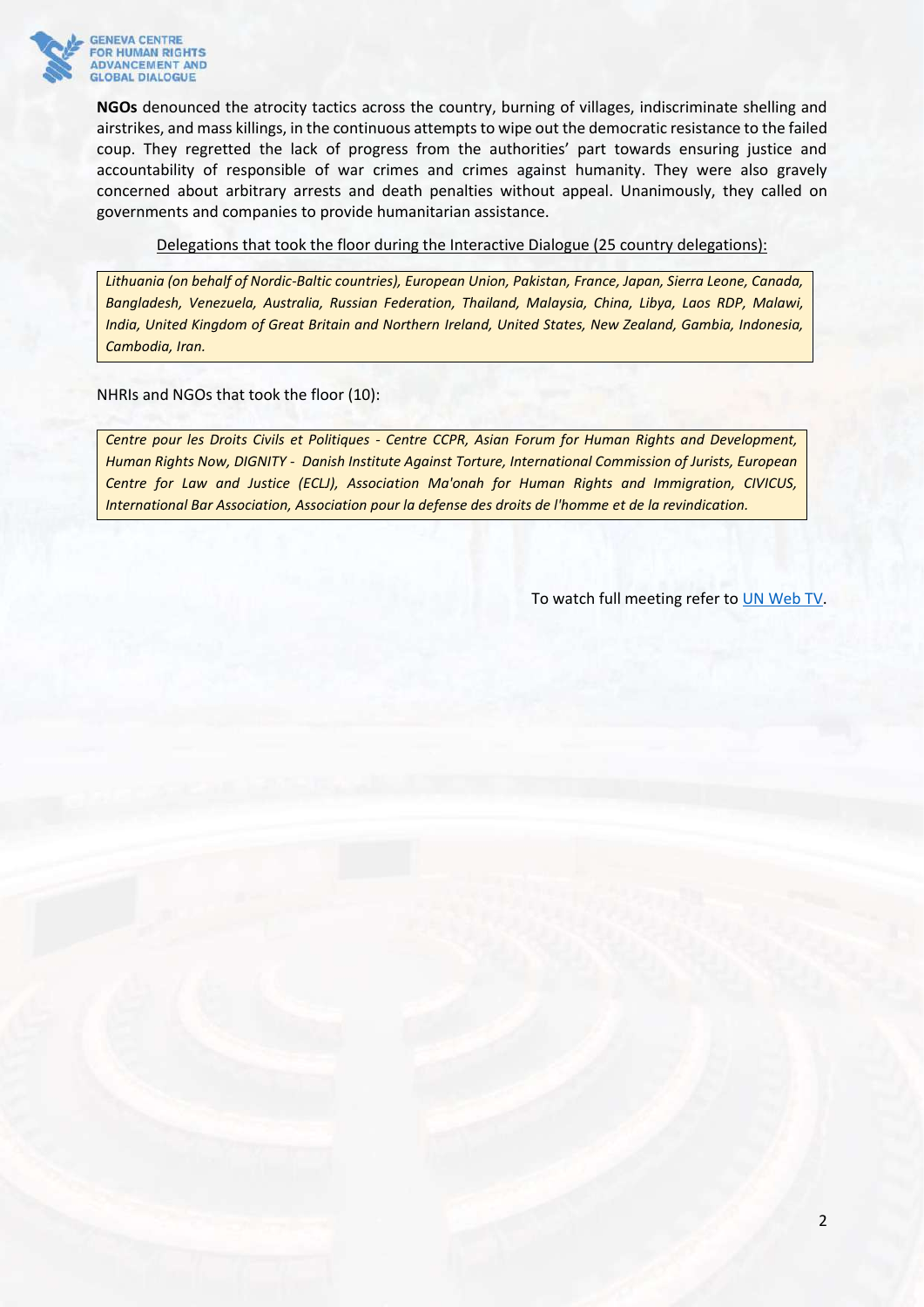**NGOs** denounced the atrocity tactics across the country, burning of villages, indiscriminate shelling and airstrikes, and mass killings, in the continuous attempts to wipe out the democratic resistance to the failed coup. They regretted the lack of progress from the authorities' part towards ensuring justice and accountability of responsible of war crimes and crimes against humanity. They were also gravely concerned about arbitrary arrests and death penalties without appeal. Unanimously, they called on governments and companies to provide humanitarian assistance.

Delegations that took the floor during the Interactive Dialogue (25 country delegations):

*Lithuania (on behalf of Nordic-Baltic countries), European Union, Pakistan, France, Japan, Sierra Leone, Canada, Bangladesh, Venezuela, Australia, Russian Federation, Thailand, Malaysia, China, Libya, Laos RDP, Malawi, India, United Kingdom of Great Britain and Northern Ireland, United States, New Zealand, Gambia, Indonesia, Cambodia, Iran.*

NHRIs and NGOs that took the floor (10):

*Centre pour les Droits Civils et Politiques - Centre CCPR, Asian Forum for Human Rights and Development, Human Rights Now, DIGNITY - Danish Institute Against Torture, International Commission of Jurists, European Centre for Law and Justice (ECLJ), Association Ma'onah for Human Rights and Immigration, CIVICUS, International Bar Association, Association pour la defense des droits de l'homme et de la revindication.*

To watch full meeting refer to UN Web TV.